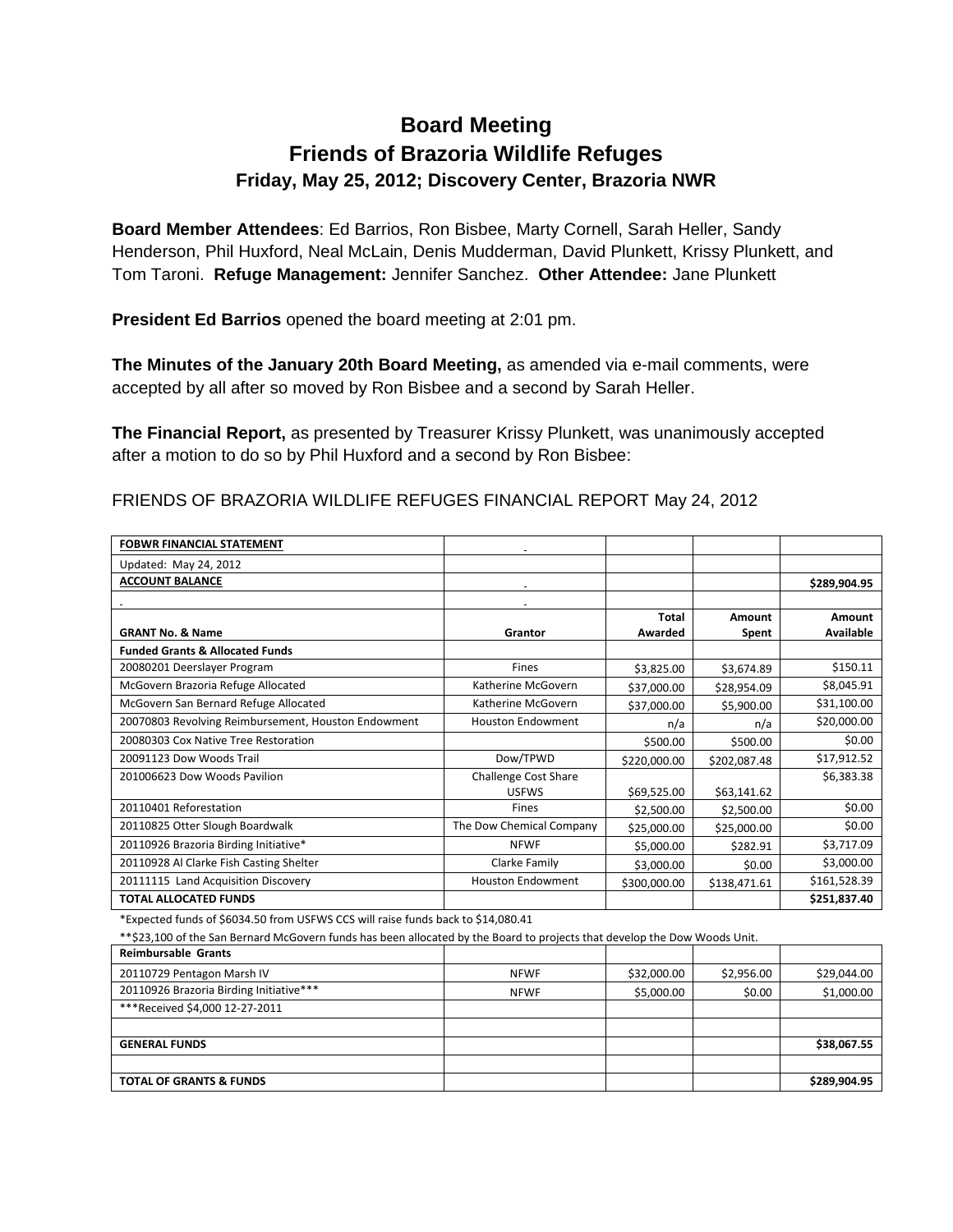# Board Meeting
# Friends of Brazoria Wildlife Refuges
### Friday, May 25, 2012; Discovery Center, Brazoria NWR

**Board Member Attendees**: Ed Barrios, Ron Bisbee, Marty Cornell, Sarah Heller, Sandy Henderson, Phil Huxford, Neal McLain, Denis Mudderman, David Plunkett, Krissy Plunkett, and Tom Taroni. **Refuge Management:** Jennifer Sanchez. **Other Attendee:** Jane Plunkett

**President Ed Barrios** opened the board meeting at 2:01 pm.

**The Minutes of the January 20th Board Meeting,** as amended via e-mail comments, were accepted by all after so moved by Ron Bisbee and a second by Sarah Heller.

**The Financial Report,** as presented by Treasurer Krissy Plunkett, was unanimously accepted after a motion to do so by Phil Huxford and a second by Ron Bisbee:

FRIENDS OF BRAZORIA WILDLIFE REFUGES FINANCIAL REPORT May 24, 2012

| **FOBWR FINANCIAL STATEMENT** | | | | |
|---|---|---|---|---|
| Updated: May 24, 2012 | | | | |
| **ACCOUNT BALANCE** | | | | **$289,904.95** |
| | | | | |
| **GRANT No. & Name** | **Grantor** | **Total Awarded** | **Amount Spent** | **Amount Available** |
| **Funded Grants & Allocated Funds** | | | | |
| 20080201 Deerslayer Program | Fines | $3,825.00 | $3,674.89 | $150.11 |
| McGovern Brazoria Refuge Allocated | Katherine McGovern | $37,000.00 | $28,954.09 | $8,045.91 |
| McGovern San Bernard Refuge Allocated | Katherine McGovern | $37,000.00 | $5,900.00 | $31,100.00 |
| 20070803 Revolving Reimbursement, Houston Endowment | Houston Endowment | n/a | n/a | $20,000.00 |
| 20080303 Cox Native Tree Restoration | | $500.00 | $500.00 | $0.00 |
| 20091123 Dow Woods Trail | Dow/TPWD | $220,000.00 | $202,087.48 | $17,912.52 |
| 201006623 Dow Woods Pavilion | Challenge Cost Share USFWS | $69,525.00 | $63,141.62 | $6,383.38 |
| 20110401 Reforestation | Fines | $2,500.00 | $2,500.00 | $0.00 |
| 20110825 Otter Slough Boardwalk | The Dow Chemical Company | $25,000.00 | $25,000.00 | $0.00 |
| 20110926 Brazoria Birding Initiative* | NFWF | $5,000.00 | $282.91 | $3,717.09 |
| 20110928 Al Clarke Fish Casting Shelter | Clarke Family | $3,000.00 | $0.00 | $3,000.00 |
| 20111115 Land Acquisition Discovery | Houston Endowment | $300,000.00 | $138,471.61 | $161,528.39 |
| **TOTAL ALLOCATED FUNDS** | | | | **$251,837.40** |

*Expected funds of $6034.50 from USFWS CCS will raise funds back to $14,080.41

**$23,100 of the San Bernard McGovern funds has been allocated by the Board to projects that develop the Dow Woods Unit.

| **Reimbursable Grants** | | | | |
|---|---|---|---|---|
| 20110729 Pentagon Marsh IV | NFWF | $32,000.00 | $2,956.00 | $29,044.00 |
| 20110926 Brazoria Birding Initiative*** | NFWF | $5,000.00 | $0.00 | $1,000.00 |
| ***Received $4,000 12-27-2011 | | | | |
| | | | | |
| **GENERAL FUNDS** | | | | **$38,067.55** |
| | | | | |
| **TOTAL OF GRANTS & FUNDS** | | | | **$289,904.95** |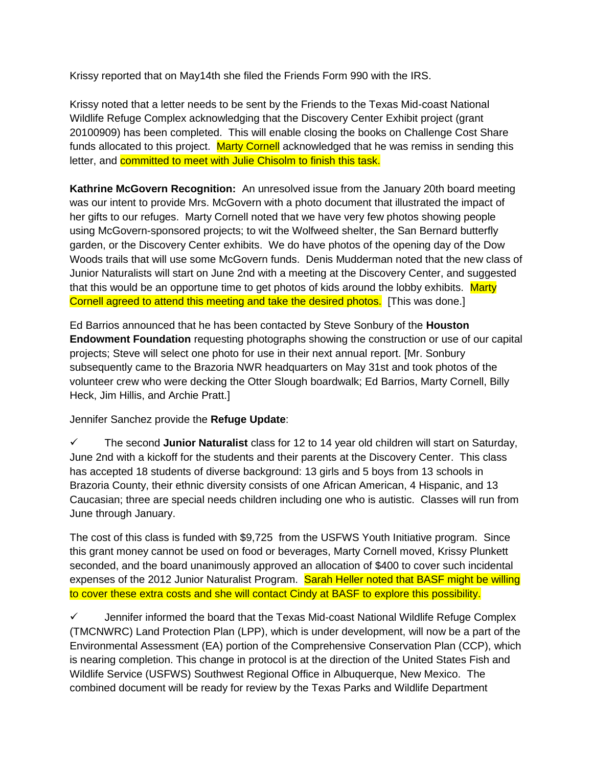Krissy reported that on May14th she filed the Friends Form 990 with the IRS.

Krissy noted that a letter needs to be sent by the Friends to the Texas Mid-coast National Wildlife Refuge Complex acknowledging that the Discovery Center Exhibit project (grant 20100909) has been completed. This will enable closing the books on Challenge Cost Share funds allocated to this project. Marty Cornell acknowledged that he was remiss in sending this letter, and committed to meet with Julie Chisolm to finish this task.

**Kathrine McGovern Recognition:** An unresolved issue from the January 20th board meeting was our intent to provide Mrs. McGovern with a photo document that illustrated the impact of her gifts to our refuges. Marty Cornell noted that we have very few photos showing people using McGovern-sponsored projects; to wit the Wolfweed shelter, the San Bernard butterfly garden, or the Discovery Center exhibits. We do have photos of the opening day of the Dow Woods trails that will use some McGovern funds. Denis Mudderman noted that the new class of Junior Naturalists will start on June 2nd with a meeting at the Discovery Center, and suggested that this would be an opportune time to get photos of kids around the lobby exhibits. Marty Cornell agreed to attend this meeting and take the desired photos. [This was done.]

Ed Barrios announced that he has been contacted by Steve Sonbury of the **Houston Endowment Foundation** requesting photographs showing the construction or use of our capital projects; Steve will select one photo for use in their next annual report. [Mr. Sonbury subsequently came to the Brazoria NWR headquarters on May 31st and took photos of the volunteer crew who were decking the Otter Slough boardwalk; Ed Barrios, Marty Cornell, Billy Heck, Jim Hillis, and Archie Pratt.]

Jennifer Sanchez provide the **Refuge Update**:

✓ The second **Junior Naturalist** class for 12 to 14 year old children will start on Saturday, June 2nd with a kickoff for the students and their parents at the Discovery Center. This class has accepted 18 students of diverse background: 13 girls and 5 boys from 13 schools in Brazoria County, their ethnic diversity consists of one African American, 4 Hispanic, and 13 Caucasian; three are special needs children including one who is autistic. Classes will run from June through January.

The cost of this class is funded with $9,725 from the USFWS Youth Initiative program. Since this grant money cannot be used on food or beverages, Marty Cornell moved, Krissy Plunkett seconded, and the board unanimously approved an allocation of $400 to cover such incidental expenses of the 2012 Junior Naturalist Program. Sarah Heller noted that BASF might be willing to cover these extra costs and she will contact Cindy at BASF to explore this possibility.

✓ Jennifer informed the board that the Texas Mid-coast National Wildlife Refuge Complex (TMCNWRC) Land Protection Plan (LPP), which is under development, will now be a part of the Environmental Assessment (EA) portion of the Comprehensive Conservation Plan (CCP), which is nearing completion. This change in protocol is at the direction of the United States Fish and Wildlife Service (USFWS) Southwest Regional Office in Albuquerque, New Mexico. The combined document will be ready for review by the Texas Parks and Wildlife Department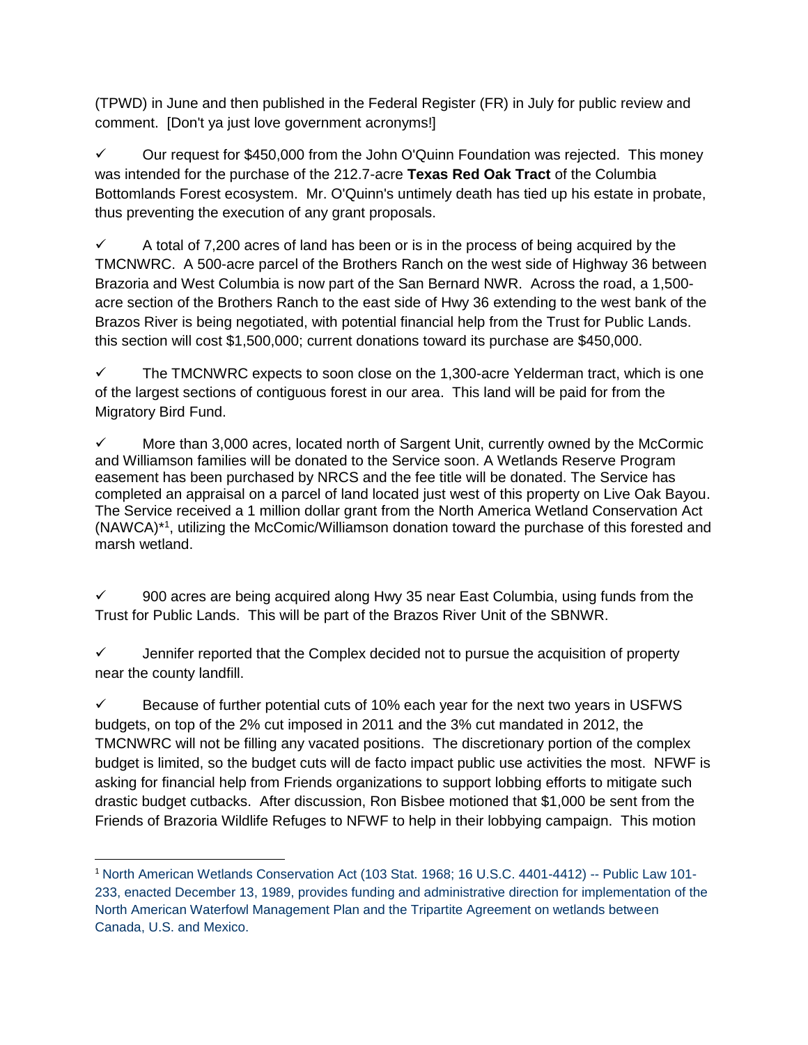(TPWD) in June and then published in the Federal Register (FR) in July for public review and comment. [Don't ya just love government acronyms!]

✓ Our request for $450,000 from the John O'Quinn Foundation was rejected. This money was intended for the purchase of the 212.7-acre **Texas Red Oak Tract** of the Columbia Bottomlands Forest ecosystem. Mr. O'Quinn's untimely death has tied up his estate in probate, thus preventing the execution of any grant proposals.

✓ A total of 7,200 acres of land has been or is in the process of being acquired by the TMCNWRC. A 500-acre parcel of the Brothers Ranch on the west side of Highway 36 between Brazoria and West Columbia is now part of the San Bernard NWR. Across the road, a 1,500-acre section of the Brothers Ranch to the east side of Hwy 36 extending to the west bank of the Brazos River is being negotiated, with potential financial help from the Trust for Public Lands. this section will cost $1,500,000; current donations toward its purchase are $450,000.

✓ The TMCNWRC expects to soon close on the 1,300-acre Yelderman tract, which is one of the largest sections of contiguous forest in our area. This land will be paid for from the Migratory Bird Fund.

✓ More than 3,000 acres, located north of Sargent Unit, currently owned by the McCormic and Williamson families will be donated to the Service soon. A Wetlands Reserve Program easement has been purchased by NRCS and the fee title will be donated. The Service has completed an appraisal on a parcel of land located just west of this property on Live Oak Bayou. The Service received a 1 million dollar grant from the North America Wetland Conservation Act (NAWCA)*[1], utilizing the McComic/Williamson donation toward the purchase of this forested and marsh wetland.

✓ 900 acres are being acquired along Hwy 35 near East Columbia, using funds from the Trust for Public Lands. This will be part of the Brazos River Unit of the SBNWR.

✓ Jennifer reported that the Complex decided not to pursue the acquisition of property near the county landfill.

✓ Because of further potential cuts of 10% each year for the next two years in USFWS budgets, on top of the 2% cut imposed in 2011 and the 3% cut mandated in 2012, the TMCNWRC will not be filling any vacated positions. The discretionary portion of the complex budget is limited, so the budget cuts will de facto impact public use activities the most. NFWF is asking for financial help from Friends organizations to support lobbing efforts to mitigate such drastic budget cutbacks. After discussion, Ron Bisbee motioned that $1,000 be sent from the Friends of Brazoria Wildlife Refuges to NFWF to help in their lobbying campaign. This motion

---

[1] North American Wetlands Conservation Act (103 Stat. 1968; 16 U.S.C. 4401-4412) -- Public Law 101-233, enacted December 13, 1989, provides funding and administrative direction for implementation of the North American Waterfowl Management Plan and the Tripartite Agreement on wetlands between Canada, U.S. and Mexico.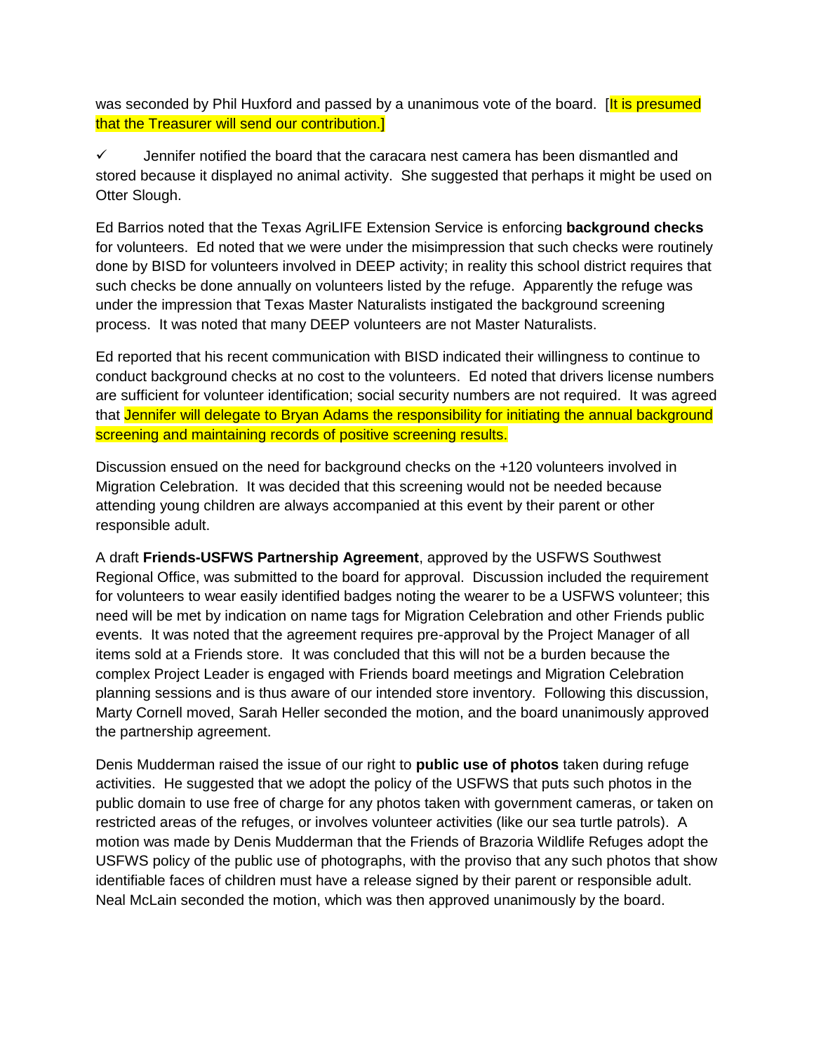was seconded by Phil Huxford and passed by a unanimous vote of the board. [It is presumed that the Treasurer will send our contribution.]

✓ Jennifer notified the board that the caracara nest camera has been dismantled and stored because it displayed no animal activity. She suggested that perhaps it might be used on Otter Slough.

Ed Barrios noted that the Texas AgriLIFE Extension Service is enforcing **background checks** for volunteers. Ed noted that we were under the misimpression that such checks were routinely done by BISD for volunteers involved in DEEP activity; in reality this school district requires that such checks be done annually on volunteers listed by the refuge. Apparently the refuge was under the impression that Texas Master Naturalists instigated the background screening process. It was noted that many DEEP volunteers are not Master Naturalists.

Ed reported that his recent communication with BISD indicated their willingness to continue to conduct background checks at no cost to the volunteers. Ed noted that drivers license numbers are sufficient for volunteer identification; social security numbers are not required. It was agreed that Jennifer will delegate to Bryan Adams the responsibility for initiating the annual background screening and maintaining records of positive screening results.

Discussion ensued on the need for background checks on the +120 volunteers involved in Migration Celebration. It was decided that this screening would not be needed because attending young children are always accompanied at this event by their parent or other responsible adult.

A draft **Friends-USFWS Partnership Agreement**, approved by the USFWS Southwest Regional Office, was submitted to the board for approval. Discussion included the requirement for volunteers to wear easily identified badges noting the wearer to be a USFWS volunteer; this need will be met by indication on name tags for Migration Celebration and other Friends public events. It was noted that the agreement requires pre-approval by the Project Manager of all items sold at a Friends store. It was concluded that this will not be a burden because the complex Project Leader is engaged with Friends board meetings and Migration Celebration planning sessions and is thus aware of our intended store inventory. Following this discussion, Marty Cornell moved, Sarah Heller seconded the motion, and the board unanimously approved the partnership agreement.

Denis Mudderman raised the issue of our right to **public use of photos** taken during refuge activities. He suggested that we adopt the policy of the USFWS that puts such photos in the public domain to use free of charge for any photos taken with government cameras, or taken on restricted areas of the refuges, or involves volunteer activities (like our sea turtle patrols). A motion was made by Denis Mudderman that the Friends of Brazoria Wildlife Refuges adopt the USFWS policy of the public use of photographs, with the proviso that any such photos that show identifiable faces of children must have a release signed by their parent or responsible adult. Neal McLain seconded the motion, which was then approved unanimously by the board.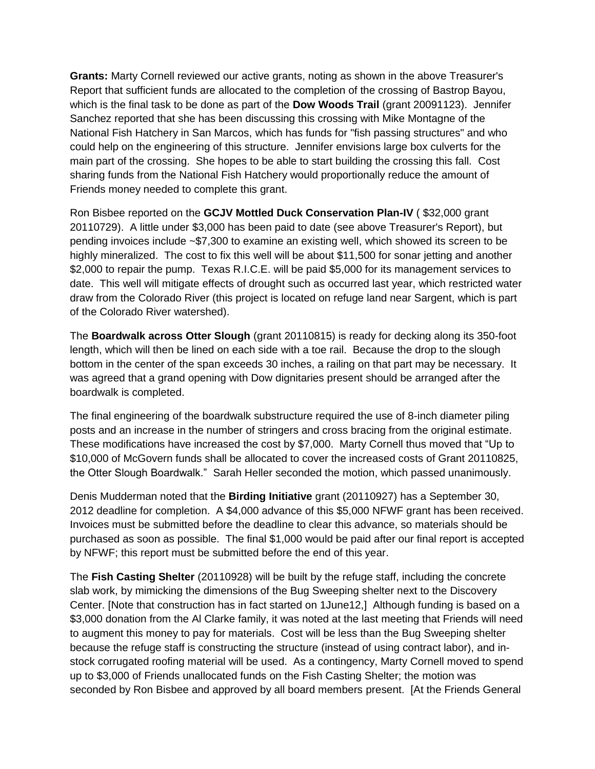**Grants:** Marty Cornell reviewed our active grants, noting as shown in the above Treasurer's Report that sufficient funds are allocated to the completion of the crossing of Bastrop Bayou, which is the final task to be done as part of the **Dow Woods Trail** (grant 20091123). Jennifer Sanchez reported that she has been discussing this crossing with Mike Montagne of the National Fish Hatchery in San Marcos, which has funds for "fish passing structures" and who could help on the engineering of this structure. Jennifer envisions large box culverts for the main part of the crossing. She hopes to be able to start building the crossing this fall. Cost sharing funds from the National Fish Hatchery would proportionally reduce the amount of Friends money needed to complete this grant.

Ron Bisbee reported on the **GCJV Mottled Duck Conservation Plan-IV** ( $32,000 grant 20110729). A little under $3,000 has been paid to date (see above Treasurer's Report), but pending invoices include ~$7,300 to examine an existing well, which showed its screen to be highly mineralized. The cost to fix this well will be about $11,500 for sonar jetting and another $2,000 to repair the pump. Texas R.I.C.E. will be paid $5,000 for its management services to date. This well will mitigate effects of drought such as occurred last year, which restricted water draw from the Colorado River (this project is located on refuge land near Sargent, which is part of the Colorado River watershed).

The **Boardwalk across Otter Slough** (grant 20110815) is ready for decking along its 350-foot length, which will then be lined on each side with a toe rail. Because the drop to the slough bottom in the center of the span exceeds 30 inches, a railing on that part may be necessary. It was agreed that a grand opening with Dow dignitaries present should be arranged after the boardwalk is completed.

The final engineering of the boardwalk substructure required the use of 8-inch diameter piling posts and an increase in the number of stringers and cross bracing from the original estimate. These modifications have increased the cost by $7,000. Marty Cornell thus moved that "Up to $10,000 of McGovern funds shall be allocated to cover the increased costs of Grant 20110825, the Otter Slough Boardwalk." Sarah Heller seconded the motion, which passed unanimously.

Denis Mudderman noted that the **Birding Initiative** grant (20110927) has a September 30, 2012 deadline for completion. A $4,000 advance of this $5,000 NFWF grant has been received. Invoices must be submitted before the deadline to clear this advance, so materials should be purchased as soon as possible. The final $1,000 would be paid after our final report is accepted by NFWF; this report must be submitted before the end of this year.

The **Fish Casting Shelter** (20110928) will be built by the refuge staff, including the concrete slab work, by mimicking the dimensions of the Bug Sweeping shelter next to the Discovery Center. [Note that construction has in fact started on 1June12,] Although funding is based on a $3,000 donation from the Al Clarke family, it was noted at the last meeting that Friends will need to augment this money to pay for materials. Cost will be less than the Bug Sweeping shelter because the refuge staff is constructing the structure (instead of using contract labor), and in-stock corrugated roofing material will be used. As a contingency, Marty Cornell moved to spend up to $3,000 of Friends unallocated funds on the Fish Casting Shelter; the motion was seconded by Ron Bisbee and approved by all board members present. [At the Friends General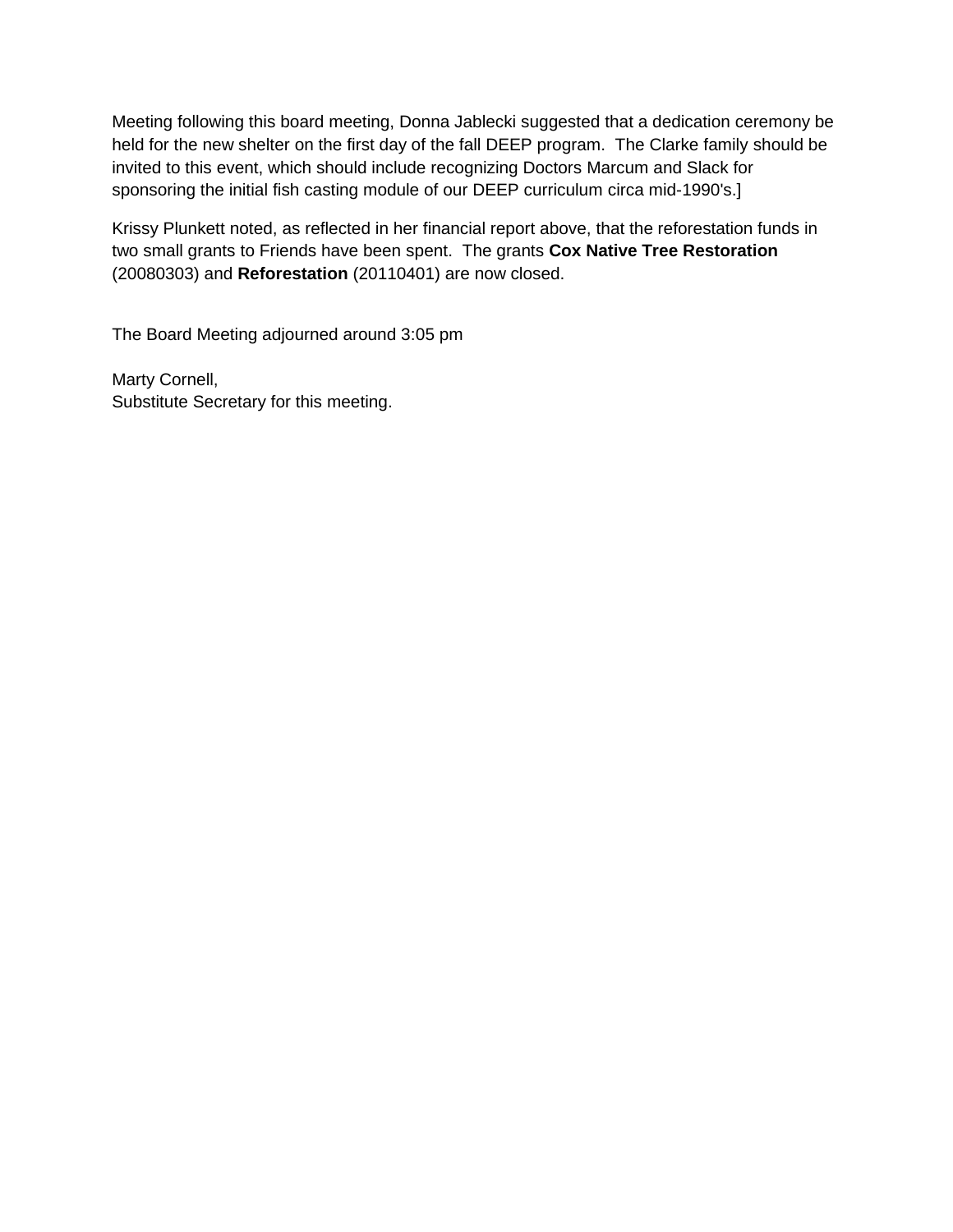Meeting following this board meeting, Donna Jablecki suggested that a dedication ceremony be held for the new shelter on the first day of the fall DEEP program. The Clarke family should be invited to this event, which should include recognizing Doctors Marcum and Slack for sponsoring the initial fish casting module of our DEEP curriculum circa mid-1990's.]

Krissy Plunkett noted, as reflected in her financial report above, that the reforestation funds in two small grants to Friends have been spent. The grants **Cox Native Tree Restoration** (20080303) and **Reforestation** (20110401) are now closed.

The Board Meeting adjourned around 3:05 pm

Marty Cornell,
Substitute Secretary for this meeting.